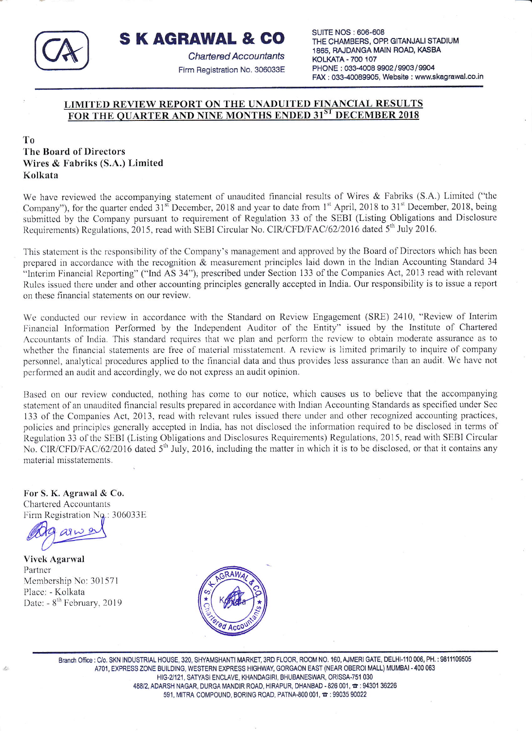# S K AGRAWAL & CO

*Chartered Accountants*

Firm Registration No. 306033E

SUITE NOS : 606-608
THE CHAMBERS, OPP. GITANJALI STADIUM
1865, RAJDANGA MAIN ROAD, KASBA
KOLKATA - 700 107
PHONE : 033-4008 9902/9903/9904
FAX : 033-40089905, Website : www.skagrawal.co.in

## LIMITED REVIEW REPORT ON THE UNADUITED FINANCIAL RESULTS FOR THE QUARTER AND NINE MONTHS ENDED 31ST DECEMBER 2018

To
**The Board of Directors**
**Wires & Fabriks (S.A.) Limited**
**Kolkata**

We have reviewed the accompanying statement of unaudited financial results of Wires & Fabriks (S.A.) Limited ("the Company"), for the quarter ended 31st December, 2018 and year to date from 1st April, 2018 to 31st December, 2018, being submitted by the Company pursuant to requirement of Regulation 33 of the SEBI (Listing Obligations and Disclosure Requirements) Regulations, 2015, read with SEBI Circular No. CIR/CFD/FAC/62/2016 dated 5th July 2016.

This statement is the responsibility of the Company's management and approved by the Board of Directors which has been prepared in accordance with the recognition & measurement principles laid down in the Indian Accounting Standard 34 "Interim Financial Reporting" ("Ind AS 34"), prescribed under Section 133 of the Companies Act, 2013 read with relevant Rules issued there under and other accounting principles generally accepted in India. Our responsibility is to issue a report on these financial statements on our review.

We conducted our review in accordance with the Standard on Review Engagement (SRE) 2410, "Review of Interim Financial Information Performed by the Independent Auditor of the Entity" issued by the Institute of Chartered Accountants of India. This standard requires that we plan and perform the review to obtain moderate assurance as to whether the financial statements are free of material misstatement. A review is limited primarily to inquire of company personnel, analytical procedures applied to the financial data and thus provides less assurance than an audit. We have not performed an audit and accordingly, we do not express an audit opinion.

Based on our review conducted, nothing has come to our notice, which causes us to believe that the accompanying statement of an unaudited financial results prepared in accordance with Indian Accounting Standards as specified under Sec 133 of the Companies Act, 2013, read with relevant rules issued there under and other recognized accounting practices, policies and principles generally accepted in India, has not disclosed the information required to be disclosed in terms of Regulation 33 of the SEBI (Listing Obligations and Disclosures Requirements) Regulations, 2015, read with SEBI Circular No. CIR/CFD/FAC/62/2016 dated 5th July, 2016, including the matter in which it is to be disclosed, or that it contains any material misstatements.

**For S. K. Agrawal & Co.**
Chartered Accountants
Firm Registration No.: 306033E

**Vivek Agarwal**
Partner
Membership No: 301571
Place: - Kolkata
Date: - 8th February, 2019

Branch Office : C/o. SKN INDUSTRIAL HOUSE, 320, SHYAMSHANTI MARKET, 3RD FLOOR, ROOM NO. 160, AJMERI GATE, DELHI-110 006, PH. : 9811109505
A701, EXPRESS ZONE BUILDING, WESTERN EXPRESS HIGHWAY, GORGAON EAST (NEAR OBEROI MALL) MUMBAI - 400 063
HIG-2/121, SATYASI ENCLAVE, KHANDAGIRI, BHUBANESWAR, ORISSA-751 030
488/2, ADARSH NAGAR, DURGA MANDIR ROAD, HIRAPUR, DHANBAD - 826 001, ☎ : 94301 36226
591, MITRA COMPOUND, BORING ROAD, PATNA-800 001, ☎ : 99035 90022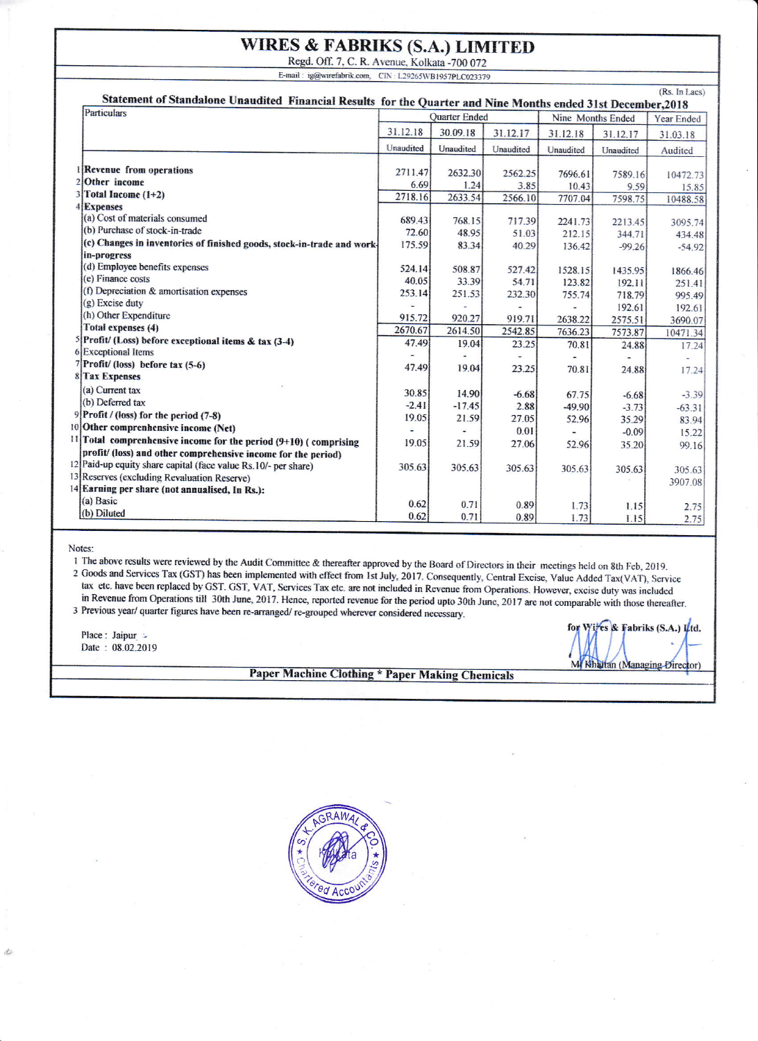# WIRES & FABRIKS (S.A.) LIMITED

Regd. Off. 7, C. R. Avenue, Kolkata -700 072

E-mail : sg@wirefabrik.com, CIN : L29265WB1957PLC023379

(Rs. In Lacs)

## Statement of Standalone Unaudited Financial Results for the Quarter and Nine Months ended 31st December,2018

| | Particulars | Quarter Ended | | | Nine Months Ended | | Year Ended |
|---|---|---|---|---|---|---|---|
| | | 31.12.18 | 30.09.18 | 31.12.17 | 31.12.18 | 31.12.17 | 31.03.18 |
| | | Unaudited | Unaudited | Unaudited | Unaudited | Unaudited | Audited |
| 1 | **Revenue from operations** | 2711.47 | 2632.30 | 2562.25 | 7696.61 | 7589.16 | 10472.73 |
| 2 | **Other income** | 6.69 | 1.24 | 3.85 | 10.43 | 9.59 | 15.85 |
| 3 | **Total Income (1+2)** | 2718.16 | 2633.54 | 2566.10 | 7707.04 | 7598.75 | 10488.58 |
| 4 | **Expenses** | | | | | | |
| | (a) Cost of materials consumed | 689.43 | 768.15 | 717.39 | 2241.73 | 2213.45 | 3095.74 |
| | (b) Purchase of stock-in-trade | 72.60 | 48.95 | 51.03 | 212.15 | 344.71 | 434.48 |
| | **(c) Changes in inventories of finished goods, stock-in-trade and work-in-progress** | 175.59 | 83.34 | 40.29 | 136.42 | -99.26 | -54.92 |
| | (d) Employee benefits expenses | 524.14 | 508.87 | 527.42 | 1528.15 | 1435.95 | 1866.46 |
| | (e) Finance costs | 40.05 | 33.39 | 54.71 | 123.82 | 192.11 | 251.41 |
| | (f) Depreciation & amortisation expenses | 253.14 | 251.53 | 232.30 | 755.74 | 718.79 | 995.49 |
| | (g) Excise duty | - | - | - | - | 192.61 | 192.61 |
| | (h) Other Expenditure | 915.72 | 920.27 | 919.71 | 2638.22 | 2575.51 | 3690.07 |
| | **Total expenses (4)** | 2670.67 | 2614.50 | 2542.85 | 7636.23 | 7573.87 | 10471.34 |
| 5 | **Profit/ (Loss) before exceptional items & tax (3-4)** | 47.49 | 19.04 | 23.25 | 70.81 | 24.88 | 17.24 |
| 6 | Exceptional Items | - | - | - | - | - | - |
| 7 | **Profit/ (loss) before tax (5-6)** | 47.49 | 19.04 | 23.25 | 70.81 | 24.88 | 17.24 |
| 8 | **Tax Expenses** | | | | | | |
| | (a) Current tax | 30.85 | 14.90 | -6.68 | 67.75 | -6.68 | -3.39 |
| | (b) Deferred tax | -2.41 | -17.45 | 2.88 | -49.90 | -3.73 | -63.31 |
| 9 | **Profit / (loss) for the period (7-8)** | 19.05 | 21.59 | 27.05 | 52.96 | 35.29 | 83.94 |
| 10 | **Other comprehensive income (Net)** | - | - | 0.01 | - | -0.09 | 15.22 |
| 11 | **Total comprehensive income for the period (9+10) ( comprising profit/ (loss) and other comprehensive income for the period)** | 19.05 | 21.59 | 27.06 | 52.96 | 35.20 | 99.16 |
| 12 | Paid-up equity share capital (face value Rs.10/- per share) | 305.63 | 305.63 | 305.63 | 305.63 | 305.63 | 305.63 |
| 13 | Reserves (excluding Revaluation Reserve) | | | | | | 3907.08 |
| 14 | **Earning per share (not annualised, In Rs.):** | | | | | | |
| | (a) Basic | 0.62 | 0.71 | 0.89 | 1.73 | 1.15 | 2.75 |
| | (b) Diluted | 0.62 | 0.71 | 0.89 | 1.73 | 1.15 | 2.75 |

Notes:

1. The above results were reviewed by the Audit Committee & thereafter approved by the Board of Directors in their meetings held on 8th Feb, 2019.
2. Goods and Services Tax (GST) has been implemented with effect from 1st July, 2017. Consequently, Central Excise, Value Added Tax(VAT), Service tax etc. have been replaced by GST. GST, VAT, Services Tax etc. are not included in Revenue from Operations. However, excise duty was included in Revenue from Operations till 30th June, 2017. Hence, reported revenue for the period upto 30th June, 2017 are not comparable with those thereafter.
3. Previous year/ quarter figures have been re-arranged/ re-grouped wherever considered necessary.

Place : Jaipur

Date : 08.02.2019

for Wires & Fabriks (S.A.) Ltd.

M Khaitan (Managing Director)

**Paper Machine Clothing * Paper Making Chemicals**

S. K. AGRAWAL & CO. Chartered Accountants